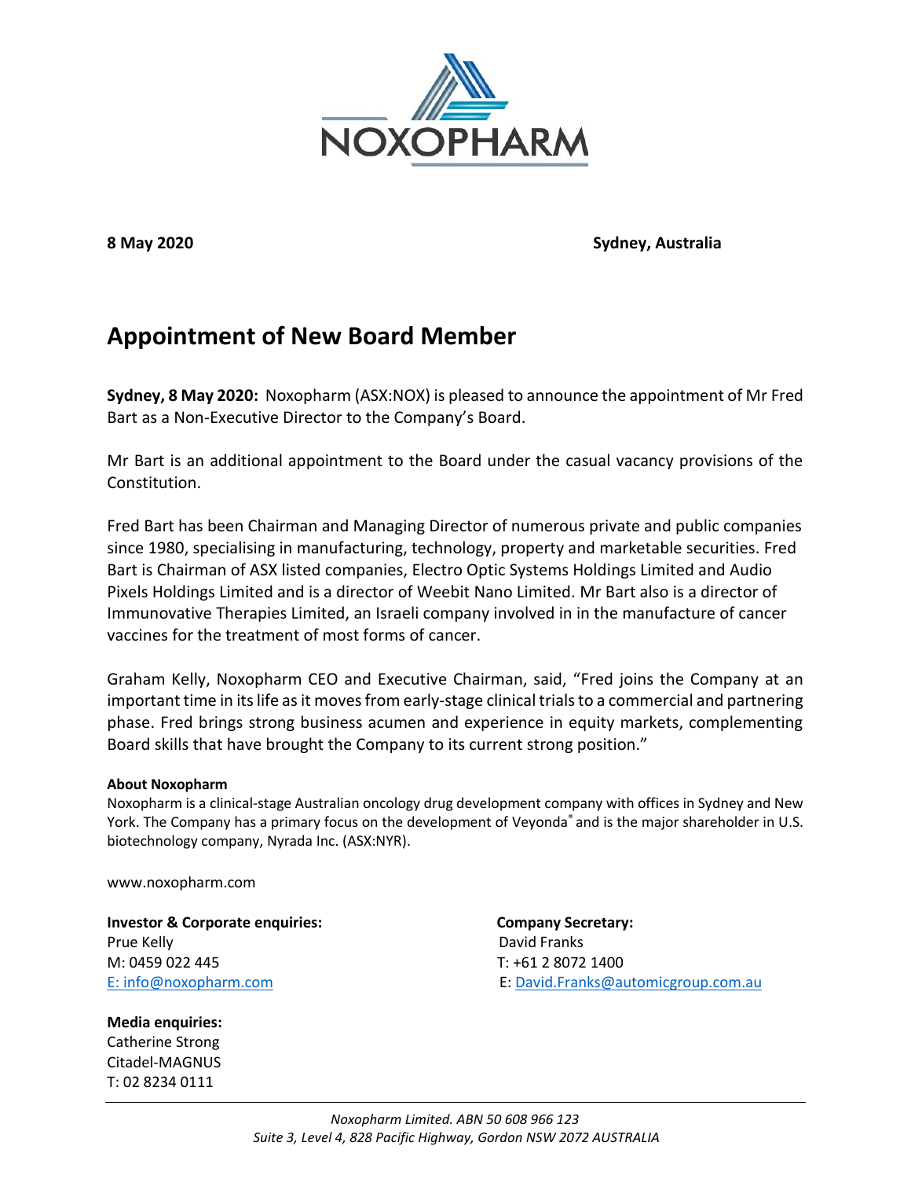NOXOPHARM

**8 May 2020** **Sydney, Australia**

# Appointment of New Board Member

**Sydney, 8 May 2020:** Noxopharm (ASX:NOX) is pleased to announce the appointment of Mr Fred Bart as a Non-Executive Director to the Company's Board.

Mr Bart is an additional appointment to the Board under the casual vacancy provisions of the Constitution.

Fred Bart has been Chairman and Managing Director of numerous private and public companies since 1980, specialising in manufacturing, technology, property and marketable securities. Fred Bart is Chairman of ASX listed companies, Electro Optic Systems Holdings Limited and Audio Pixels Holdings Limited and is a director of Weebit Nano Limited. Mr Bart also is a director of Immunovative Therapies Limited, an Israeli company involved in in the manufacture of cancer vaccines for the treatment of most forms of cancer.

Graham Kelly, Noxopharm CEO and Executive Chairman, said, "Fred joins the Company at an important time in its life as it moves from early-stage clinical trials to a commercial and partnering phase. Fred brings strong business acumen and experience in equity markets, complementing Board skills that have brought the Company to its current strong position."

**About Noxopharm**

Noxopharm is a clinical-stage Australian oncology drug development company with offices in Sydney and New York. The Company has a primary focus on the development of Veyonda® and is the major shareholder in U.S. biotechnology company, Nyrada Inc. (ASX:NYR).

www.noxopharm.com

**Investor & Corporate enquiries:**
Prue Kelly
M: 0459 022 445
E: info@noxopharm.com

**Company Secretary:**
David Franks
T: +61 2 8072 1400
E: David.Franks@automicgroup.com.au

**Media enquiries:**
Catherine Strong
Citadel-MAGNUS
T: 02 8234 0111

*Noxopharm Limited. ABN 50 608 966 123*
*Suite 3, Level 4, 828 Pacific Highway, Gordon NSW 2072 AUSTRALIA*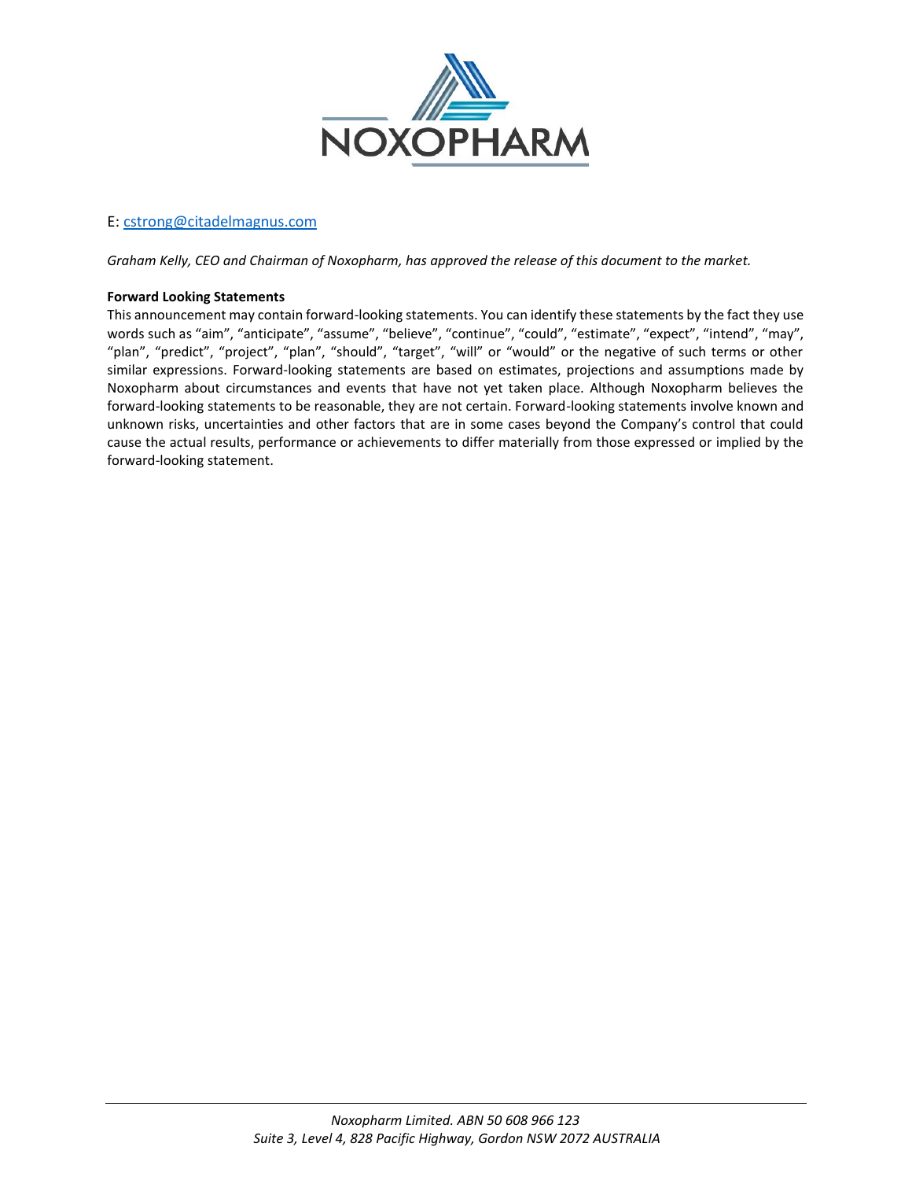E: cstrong@citadelmagnus.com

*Graham Kelly, CEO and Chairman of Noxopharm, has approved the release of this document to the market.*

**Forward Looking Statements**

This announcement may contain forward-looking statements. You can identify these statements by the fact they use words such as "aim", "anticipate", "assume", "believe", "continue", "could", "estimate", "expect", "intend", "may", "plan", "predict", "project", "plan", "should", "target", "will" or "would" or the negative of such terms or other similar expressions. Forward-looking statements are based on estimates, projections and assumptions made by Noxopharm about circumstances and events that have not yet taken place. Although Noxopharm believes the forward-looking statements to be reasonable, they are not certain. Forward-looking statements involve known and unknown risks, uncertainties and other factors that are in some cases beyond the Company's control that could cause the actual results, performance or achievements to differ materially from those expressed or implied by the forward-looking statement.